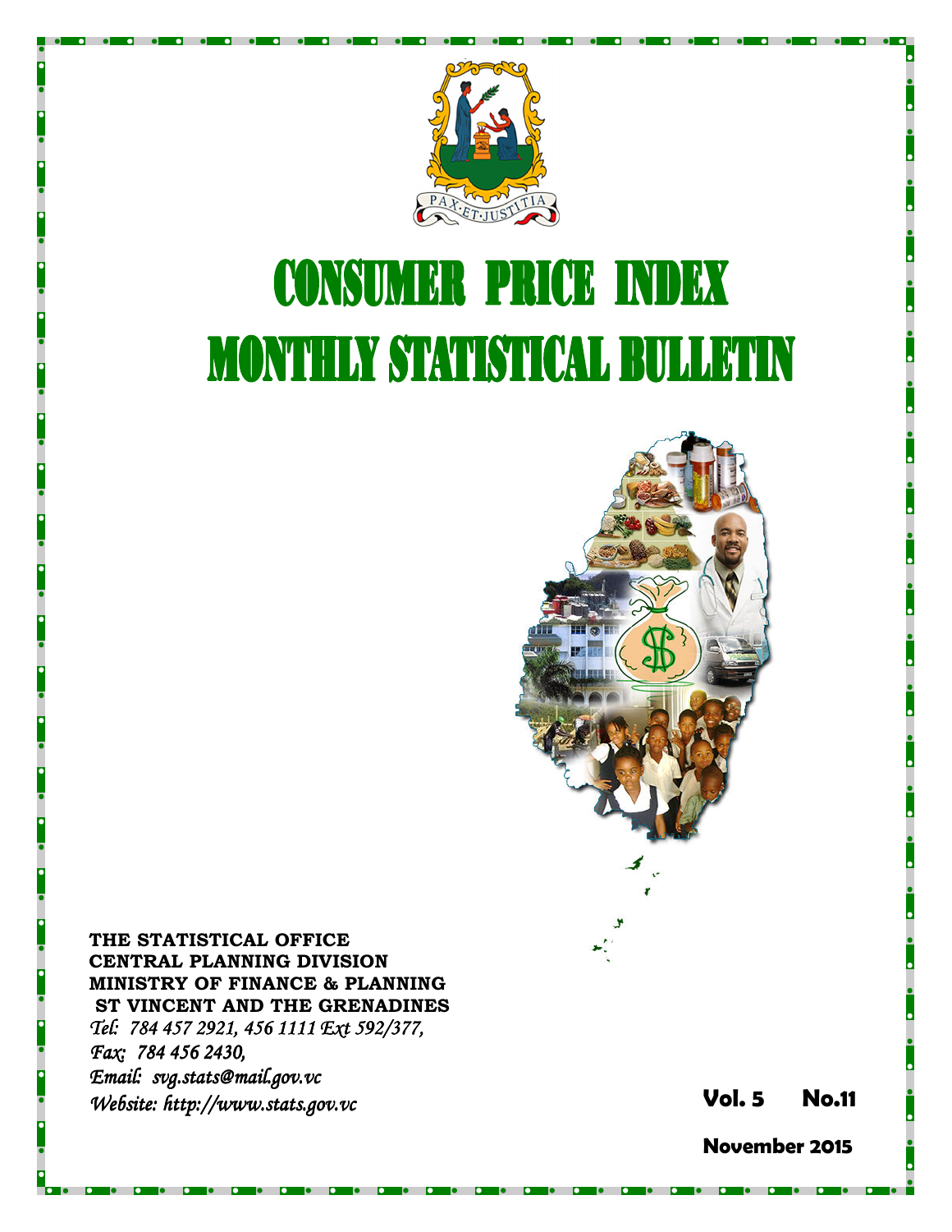# CONSUMER PRICE INDEX
# MONTHLY STATISTICAL BULLETIN

**THE STATISTICAL OFFICE**
**CENTRAL PLANNING DIVISION**
**MINISTRY OF FINANCE & PLANNING**
**ST VINCENT AND THE GRENADINES**

*Tel: 784 457 2921, 456 1111 Ext 592/377,*
*Fax: 784 456 2430,*
*Email: svg.stats@mail.gov.vc*
*Website: http://www.stats.gov.vc*

**Vol. 5 No.11**

**November 2015**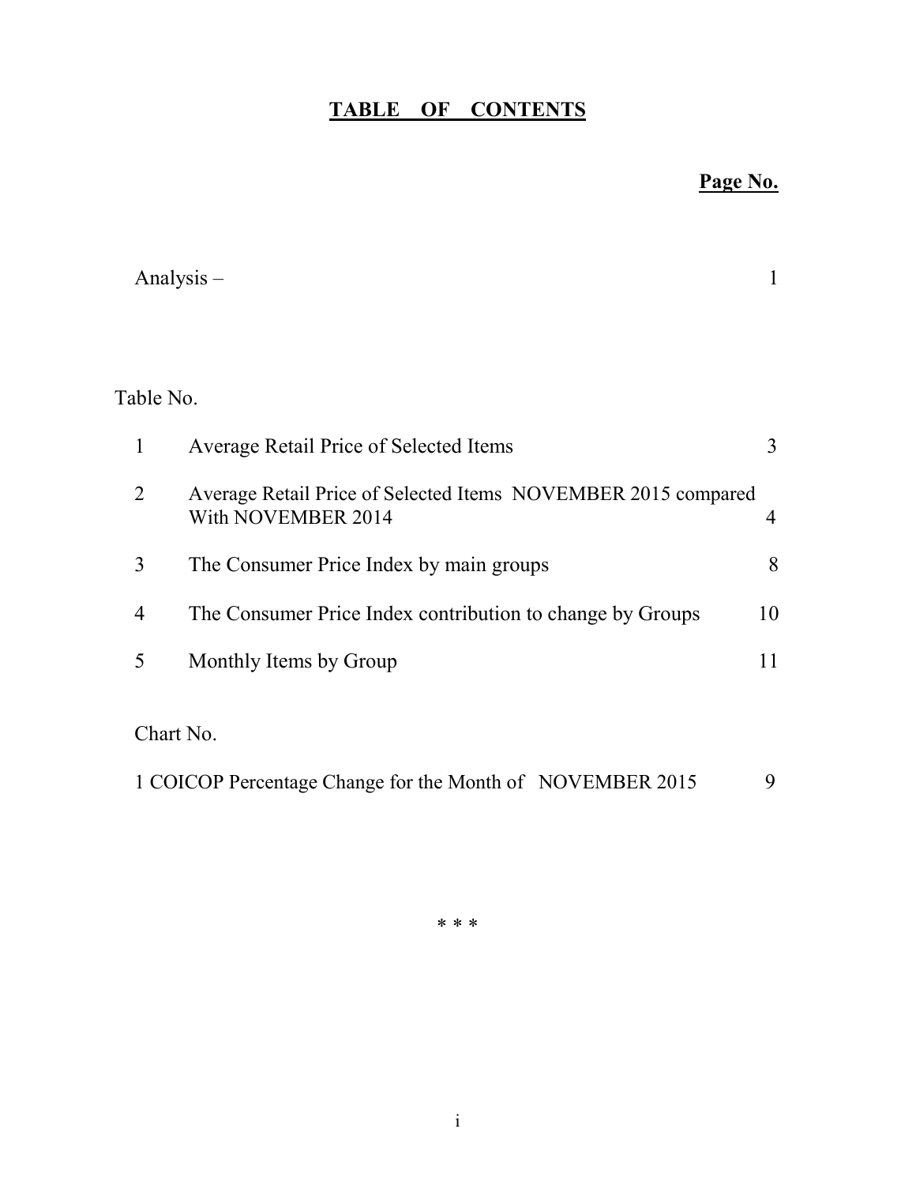# TABLE OF CONTENTS

| | | Page No. |
|---|---|---|
| Analysis – | | 1 |
| **Table No.** | | |
| 1 | Average Retail Price of Selected Items | 3 |
| 2 | Average Retail Price of Selected Items NOVEMBER 2015 compared With NOVEMBER 2014 | 4 |
| 3 | The Consumer Price Index by main groups | 8 |
| 4 | The Consumer Price Index contribution to change by Groups | 10 |
| 5 | Monthly Items by Group | 11 |
| **Chart No.** | | |
| 1 | COICOP Percentage Change for the Month of NOVEMBER 2015 | 9 |

* * *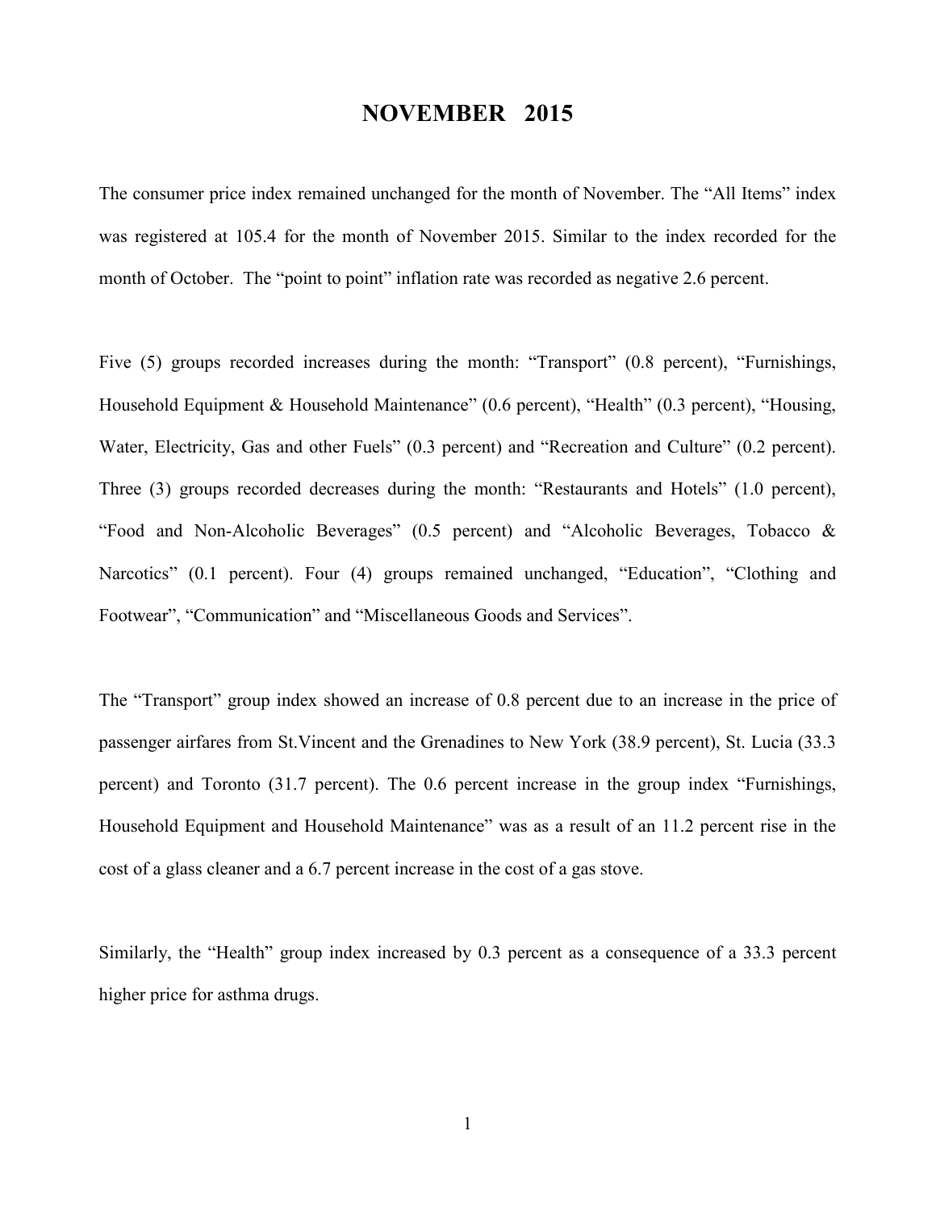# NOVEMBER 2015

The consumer price index remained unchanged for the month of November. The "All Items" index was registered at 105.4 for the month of November 2015. Similar to the index recorded for the month of October. The "point to point" inflation rate was recorded as negative 2.6 percent.

Five (5) groups recorded increases during the month: "Transport" (0.8 percent), "Furnishings, Household Equipment & Household Maintenance" (0.6 percent), "Health" (0.3 percent), "Housing, Water, Electricity, Gas and other Fuels" (0.3 percent) and "Recreation and Culture" (0.2 percent). Three (3) groups recorded decreases during the month: "Restaurants and Hotels" (1.0 percent), "Food and Non-Alcoholic Beverages" (0.5 percent) and "Alcoholic Beverages, Tobacco & Narcotics" (0.1 percent). Four (4) groups remained unchanged, "Education", "Clothing and Footwear", "Communication" and "Miscellaneous Goods and Services".

The "Transport" group index showed an increase of 0.8 percent due to an increase in the price of passenger airfares from St.Vincent and the Grenadines to New York (38.9 percent), St. Lucia (33.3 percent) and Toronto (31.7 percent). The 0.6 percent increase in the group index "Furnishings, Household Equipment and Household Maintenance" was as a result of an 11.2 percent rise in the cost of a glass cleaner and a 6.7 percent increase in the cost of a gas stove.

Similarly, the "Health" group index increased by 0.3 percent as a consequence of a 33.3 percent higher price for asthma drugs.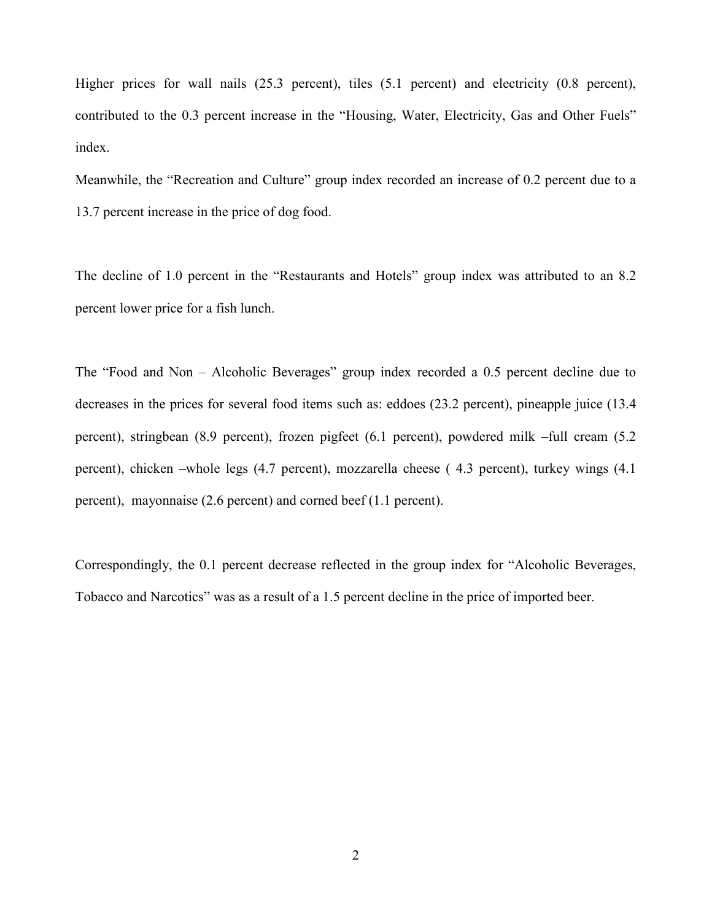Higher prices for wall nails (25.3 percent), tiles (5.1 percent) and electricity (0.8 percent), contributed to the 0.3 percent increase in the "Housing, Water, Electricity, Gas and Other Fuels" index.

Meanwhile, the "Recreation and Culture" group index recorded an increase of 0.2 percent due to a 13.7 percent increase in the price of dog food.

The decline of 1.0 percent in the "Restaurants and Hotels" group index was attributed to an 8.2 percent lower price for a fish lunch.

The "Food and Non – Alcoholic Beverages" group index recorded a 0.5 percent decline due to decreases in the prices for several food items such as: eddoes (23.2 percent), pineapple juice (13.4 percent), stringbean (8.9 percent), frozen pigfeet (6.1 percent), powdered milk –full cream (5.2 percent), chicken –whole legs (4.7 percent), mozzarella cheese ( 4.3 percent), turkey wings (4.1 percent), mayonnaise (2.6 percent) and corned beef (1.1 percent).

Correspondingly, the 0.1 percent decrease reflected in the group index for "Alcoholic Beverages, Tobacco and Narcotics" was as a result of a 1.5 percent decline in the price of imported beer.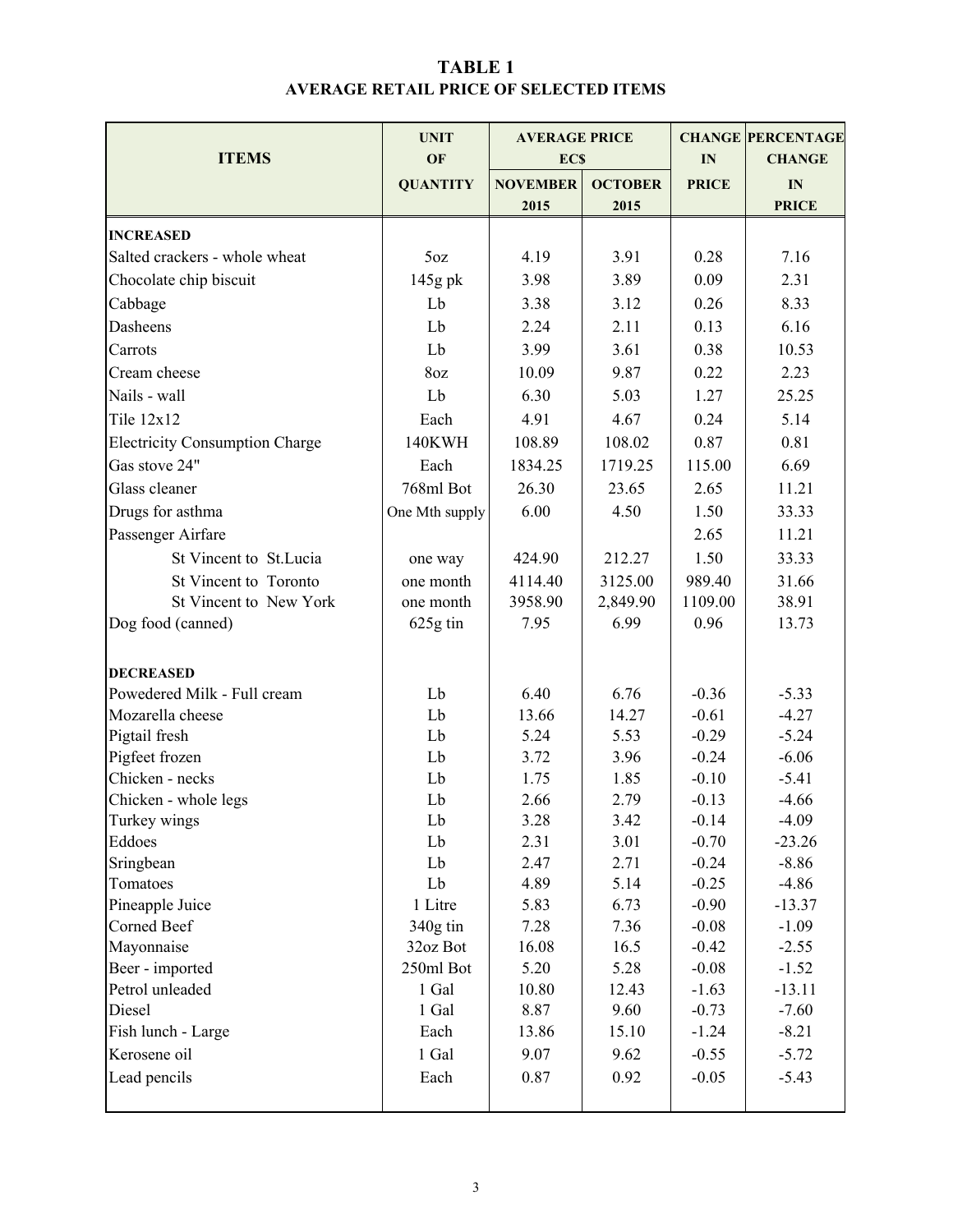# TABLE 1
## AVERAGE RETAIL PRICE OF SELECTED ITEMS

| ITEMS | UNIT OF QUANTITY | AVERAGE PRICE EC$ | | CHANGE IN PRICE | PERCENTAGE CHANGE IN PRICE |
|---|---|---|---|---|---|
| | | NOVEMBER 2015 | OCTOBER 2015 | | |
| **INCREASED** | | | | | |
| Salted crackers - whole wheat | 5oz | 4.19 | 3.91 | 0.28 | 7.16 |
| Chocolate chip biscuit | 145g pk | 3.98 | 3.89 | 0.09 | 2.31 |
| Cabbage | Lb | 3.38 | 3.12 | 0.26 | 8.33 |
| Dasheens | Lb | 2.24 | 2.11 | 0.13 | 6.16 |
| Carrots | Lb | 3.99 | 3.61 | 0.38 | 10.53 |
| Cream cheese | 8oz | 10.09 | 9.87 | 0.22 | 2.23 |
| Nails - wall | Lb | 6.30 | 5.03 | 1.27 | 25.25 |
| Tile 12x12 | Each | 4.91 | 4.67 | 0.24 | 5.14 |
| Electricity Consumption Charge | 140KWH | 108.89 | 108.02 | 0.87 | 0.81 |
| Gas stove 24" | Each | 1834.25 | 1719.25 | 115.00 | 6.69 |
| Glass cleaner | 768ml Bot | 26.30 | 23.65 | 2.65 | 11.21 |
| Drugs for asthma | One Mth supply | 6.00 | 4.50 | 1.50 | 33.33 |
| Passenger Airfare | | | | 2.65 | 11.21 |
| St Vincent to St.Lucia | one way | 424.90 | 212.27 | 1.50 | 33.33 |
| St Vincent to Toronto | one month | 4114.40 | 3125.00 | 989.40 | 31.66 |
| St Vincent to New York | one month | 3958.90 | 2,849.90 | 1109.00 | 38.91 |
| Dog food (canned) | 625g tin | 7.95 | 6.99 | 0.96 | 13.73 |
| **DECREASED** | | | | | |
| Powedered Milk - Full cream | Lb | 6.40 | 6.76 | -0.36 | -5.33 |
| Mozarella cheese | Lb | 13.66 | 14.27 | -0.61 | -4.27 |
| Pigtail fresh | Lb | 5.24 | 5.53 | -0.29 | -5.24 |
| Pigfeet frozen | Lb | 3.72 | 3.96 | -0.24 | -6.06 |
| Chicken - necks | Lb | 1.75 | 1.85 | -0.10 | -5.41 |
| Chicken - whole legs | Lb | 2.66 | 2.79 | -0.13 | -4.66 |
| Turkey wings | Lb | 3.28 | 3.42 | -0.14 | -4.09 |
| Eddoes | Lb | 2.31 | 3.01 | -0.70 | -23.26 |
| Sringbean | Lb | 2.47 | 2.71 | -0.24 | -8.86 |
| Tomatoes | Lb | 4.89 | 5.14 | -0.25 | -4.86 |
| Pineapple Juice | 1 Litre | 5.83 | 6.73 | -0.90 | -13.37 |
| Corned Beef | 340g tin | 7.28 | 7.36 | -0.08 | -1.09 |
| Mayonnaise | 32oz Bot | 16.08 | 16.5 | -0.42 | -2.55 |
| Beer - imported | 250ml Bot | 5.20 | 5.28 | -0.08 | -1.52 |
| Petrol unleaded | 1 Gal | 10.80 | 12.43 | -1.63 | -13.11 |
| Diesel | 1 Gal | 8.87 | 9.60 | -0.73 | -7.60 |
| Fish lunch - Large | Each | 13.86 | 15.10 | -1.24 | -8.21 |
| Kerosene oil | 1 Gal | 9.07 | 9.62 | -0.55 | -5.72 |
| Lead pencils | Each | 0.87 | 0.92 | -0.05 | -5.43 |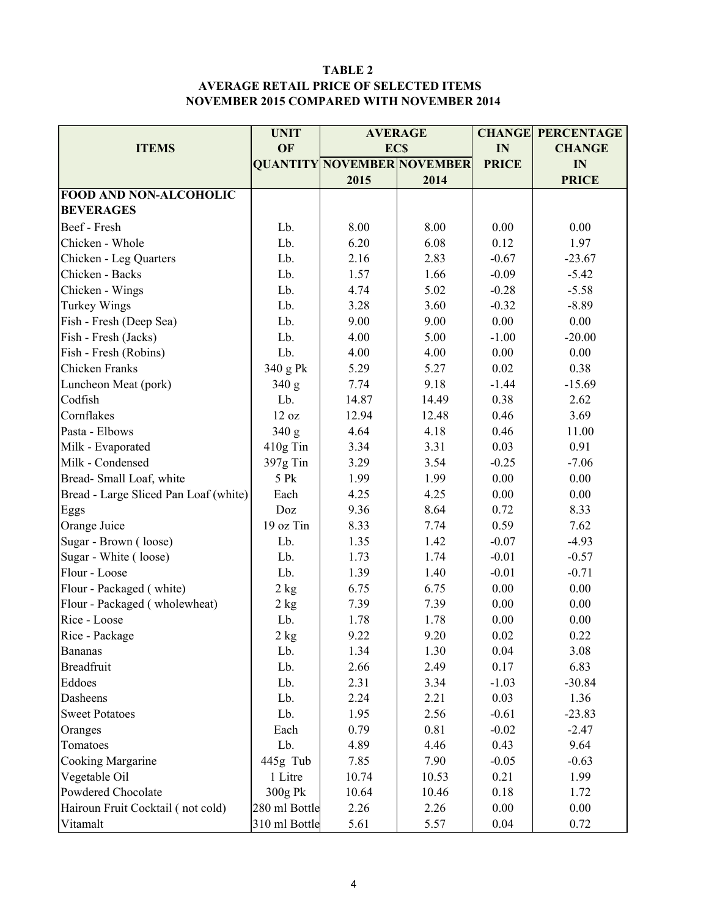**TABLE 2**
**AVERAGE RETAIL PRICE OF SELECTED ITEMS**
**NOVEMBER 2015 COMPARED WITH NOVEMBER 2014**

| ITEMS | UNIT OF QUANTITY | AVERAGE EC$ NOVEMBER 2015 | NOVEMBER 2014 | CHANGE IN PRICE | PERCENTAGE CHANGE IN PRICE |
|---|---|---|---|---|---|
| **FOOD AND NON-ALCOHOLIC BEVERAGES** | | | | | |
| Beef - Fresh | Lb. | 8.00 | 8.00 | 0.00 | 0.00 |
| Chicken - Whole | Lb. | 6.20 | 6.08 | 0.12 | 1.97 |
| Chicken - Leg Quarters | Lb. | 2.16 | 2.83 | -0.67 | -23.67 |
| Chicken - Backs | Lb. | 1.57 | 1.66 | -0.09 | -5.42 |
| Chicken - Wings | Lb. | 4.74 | 5.02 | -0.28 | -5.58 |
| Turkey Wings | Lb. | 3.28 | 3.60 | -0.32 | -8.89 |
| Fish - Fresh (Deep Sea) | Lb. | 9.00 | 9.00 | 0.00 | 0.00 |
| Fish - Fresh (Jacks) | Lb. | 4.00 | 5.00 | -1.00 | -20.00 |
| Fish - Fresh (Robins) | Lb. | 4.00 | 4.00 | 0.00 | 0.00 |
| Chicken Franks | 340 g Pk | 5.29 | 5.27 | 0.02 | 0.38 |
| Luncheon Meat (pork) | 340 g | 7.74 | 9.18 | -1.44 | -15.69 |
| Codfish | Lb. | 14.87 | 14.49 | 0.38 | 2.62 |
| Cornflakes | 12 oz | 12.94 | 12.48 | 0.46 | 3.69 |
| Pasta - Elbows | 340 g | 4.64 | 4.18 | 0.46 | 11.00 |
| Milk - Evaporated | 410g Tin | 3.34 | 3.31 | 0.03 | 0.91 |
| Milk - Condensed | 397g Tin | 3.29 | 3.54 | -0.25 | -7.06 |
| Bread- Small Loaf, white | 5 Pk | 1.99 | 1.99 | 0.00 | 0.00 |
| Bread - Large Sliced Pan Loaf (white) | Each | 4.25 | 4.25 | 0.00 | 0.00 |
| Eggs | Doz | 9.36 | 8.64 | 0.72 | 8.33 |
| Orange Juice | 19 oz Tin | 8.33 | 7.74 | 0.59 | 7.62 |
| Sugar - Brown ( loose) | Lb. | 1.35 | 1.42 | -0.07 | -4.93 |
| Sugar - White ( loose) | Lb. | 1.73 | 1.74 | -0.01 | -0.57 |
| Flour - Loose | Lb. | 1.39 | 1.40 | -0.01 | -0.71 |
| Flour - Packaged ( white) | 2 kg | 6.75 | 6.75 | 0.00 | 0.00 |
| Flour - Packaged ( wholewheat) | 2 kg | 7.39 | 7.39 | 0.00 | 0.00 |
| Rice - Loose | Lb. | 1.78 | 1.78 | 0.00 | 0.00 |
| Rice - Package | 2 kg | 9.22 | 9.20 | 0.02 | 0.22 |
| Bananas | Lb. | 1.34 | 1.30 | 0.04 | 3.08 |
| Breadfruit | Lb. | 2.66 | 2.49 | 0.17 | 6.83 |
| Eddoes | Lb. | 2.31 | 3.34 | -1.03 | -30.84 |
| Dasheens | Lb. | 2.24 | 2.21 | 0.03 | 1.36 |
| Sweet Potatoes | Lb. | 1.95 | 2.56 | -0.61 | -23.83 |
| Oranges | Each | 0.79 | 0.81 | -0.02 | -2.47 |
| Tomatoes | Lb. | 4.89 | 4.46 | 0.43 | 9.64 |
| Cooking Margarine | 445g Tub | 7.85 | 7.90 | -0.05 | -0.63 |
| Vegetable Oil | 1 Litre | 10.74 | 10.53 | 0.21 | 1.99 |
| Powdered Chocolate | 300g Pk | 10.64 | 10.46 | 0.18 | 1.72 |
| Hairoun Fruit Cocktail ( not cold) | 280 ml Bottle | 2.26 | 2.26 | 0.00 | 0.00 |
| Vitamalt | 310 ml Bottle | 5.61 | 5.57 | 0.04 | 0.72 |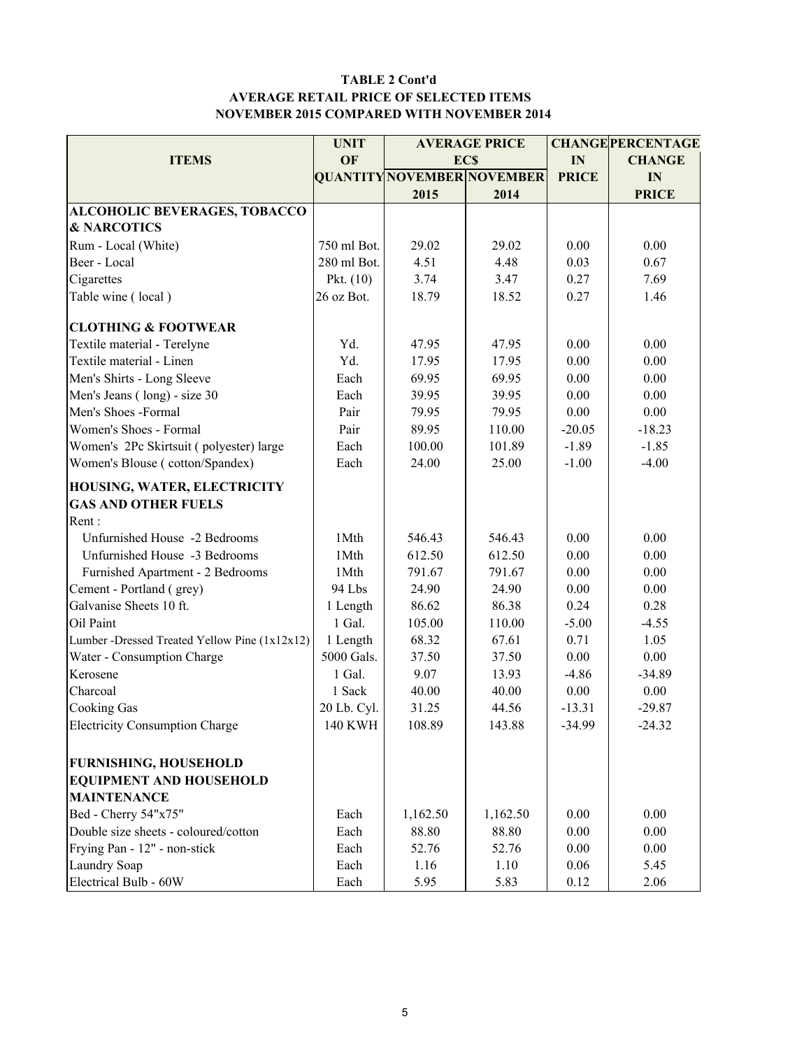**TABLE 2 Cont'd**
**AVERAGE RETAIL PRICE OF SELECTED ITEMS**
**NOVEMBER 2015 COMPARED WITH NOVEMBER 2014**

| ITEMS | UNIT OF QUANTITY | AVERAGE PRICE EC$ NOVEMBER 2015 | NOVEMBER 2014 | CHANGE IN PRICE | PERCENTAGE CHANGE IN PRICE |
|---|---|---|---|---|---|
| **ALCOHOLIC BEVERAGES, TOBACCO & NARCOTICS** | | | | | |
| Rum - Local (White) | 750 ml Bot. | 29.02 | 29.02 | 0.00 | 0.00 |
| Beer - Local | 280 ml Bot. | 4.51 | 4.48 | 0.03 | 0.67 |
| Cigarettes | Pkt. (10) | 3.74 | 3.47 | 0.27 | 7.69 |
| Table wine ( local ) | 26 oz Bot. | 18.79 | 18.52 | 0.27 | 1.46 |
| **CLOTHING & FOOTWEAR** | | | | | |
| Textile material - Terelyne | Yd. | 47.95 | 47.95 | 0.00 | 0.00 |
| Textile material - Linen | Yd. | 17.95 | 17.95 | 0.00 | 0.00 |
| Men's Shirts - Long Sleeve | Each | 69.95 | 69.95 | 0.00 | 0.00 |
| Men's Jeans ( long) - size 30 | Each | 39.95 | 39.95 | 0.00 | 0.00 |
| Men's Shoes -Formal | Pair | 79.95 | 79.95 | 0.00 | 0.00 |
| Women's Shoes - Formal | Pair | 89.95 | 110.00 | -20.05 | -18.23 |
| Women's 2Pc Skirtsuit ( polyester) large | Each | 100.00 | 101.89 | -1.89 | -1.85 |
| Women's Blouse ( cotton/Spandex) | Each | 24.00 | 25.00 | -1.00 | -4.00 |
| **HOUSING, WATER, ELECTRICITY GAS AND OTHER FUELS** | | | | | |
| Rent : | | | | | |
| Unfurnished House -2 Bedrooms | 1Mth | 546.43 | 546.43 | 0.00 | 0.00 |
| Unfurnished House -3 Bedrooms | 1Mth | 612.50 | 612.50 | 0.00 | 0.00 |
| Furnished Apartment - 2 Bedrooms | 1Mth | 791.67 | 791.67 | 0.00 | 0.00 |
| Cement - Portland ( grey) | 94 Lbs | 24.90 | 24.90 | 0.00 | 0.00 |
| Galvanise Sheets 10 ft. | 1 Length | 86.62 | 86.38 | 0.24 | 0.28 |
| Oil Paint | 1 Gal. | 105.00 | 110.00 | -5.00 | -4.55 |
| Lumber -Dressed Treated Yellow Pine (1x12x12) | 1 Length | 68.32 | 67.61 | 0.71 | 1.05 |
| Water - Consumption Charge | 5000 Gals. | 37.50 | 37.50 | 0.00 | 0.00 |
| Kerosene | 1 Gal. | 9.07 | 13.93 | -4.86 | -34.89 |
| Charcoal | 1 Sack | 40.00 | 40.00 | 0.00 | 0.00 |
| Cooking Gas | 20 Lb. Cyl. | 31.25 | 44.56 | -13.31 | -29.87 |
| Electricity Consumption Charge | 140 KWH | 108.89 | 143.88 | -34.99 | -24.32 |
| **FURNISHING, HOUSEHOLD EQUIPMENT AND HOUSEHOLD MAINTENANCE** | | | | | |
| Bed - Cherry 54"x75" | Each | 1,162.50 | 1,162.50 | 0.00 | 0.00 |
| Double size sheets - coloured/cotton | Each | 88.80 | 88.80 | 0.00 | 0.00 |
| Frying Pan - 12" - non-stick | Each | 52.76 | 52.76 | 0.00 | 0.00 |
| Laundry Soap | Each | 1.16 | 1.10 | 0.06 | 5.45 |
| Electrical Bulb - 60W | Each | 5.95 | 5.83 | 0.12 | 2.06 |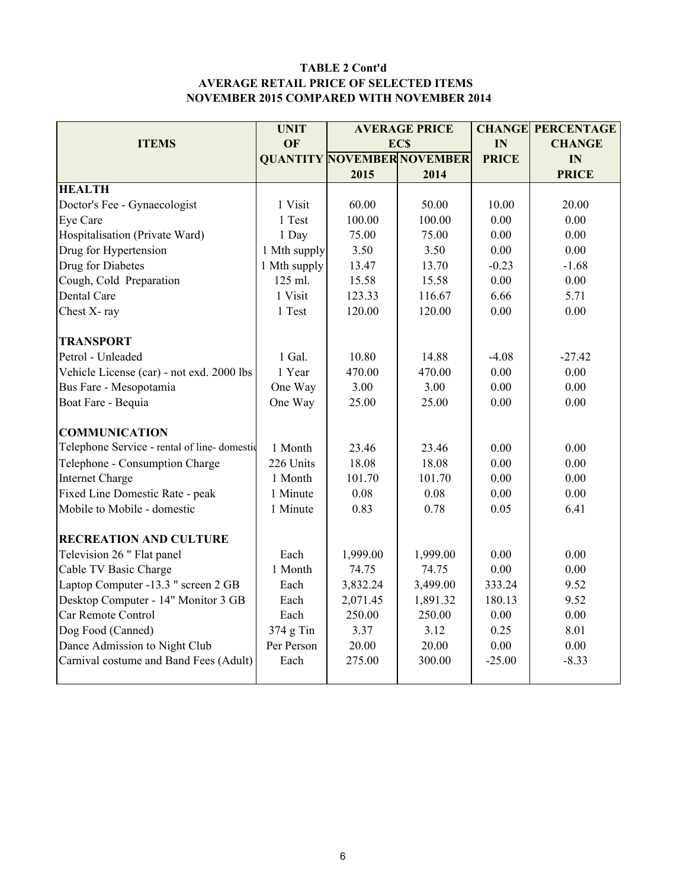**TABLE 2 Cont'd**
**AVERAGE RETAIL PRICE OF SELECTED ITEMS**
**NOVEMBER 2015 COMPARED WITH NOVEMBER 2014**

| ITEMS | UNIT OF QUANTITY | AVERAGE PRICE EC$ NOVEMBER 2015 | NOVEMBER 2014 | CHANGE IN PRICE | PERCENTAGE CHANGE IN PRICE |
|---|---|---|---|---|---|
| **HEALTH** | | | | | |
| Doctor's Fee - Gynaecologist | 1 Visit | 60.00 | 50.00 | 10.00 | 20.00 |
| Eye Care | 1 Test | 100.00 | 100.00 | 0.00 | 0.00 |
| Hospitalisation (Private Ward) | 1 Day | 75.00 | 75.00 | 0.00 | 0.00 |
| Drug for Hypertension | 1 Mth supply | 3.50 | 3.50 | 0.00 | 0.00 |
| Drug for Diabetes | 1 Mth supply | 13.47 | 13.70 | -0.23 | -1.68 |
| Cough, Cold Preparation | 125 ml. | 15.58 | 15.58 | 0.00 | 0.00 |
| Dental Care | 1 Visit | 123.33 | 116.67 | 6.66 | 5.71 |
| Chest X- ray | 1 Test | 120.00 | 120.00 | 0.00 | 0.00 |
| **TRANSPORT** | | | | | |
| Petrol - Unleaded | 1 Gal. | 10.80 | 14.88 | -4.08 | -27.42 |
| Vehicle License (car) - not exd. 2000 lbs | 1 Year | 470.00 | 470.00 | 0.00 | 0.00 |
| Bus Fare - Mesopotamia | One Way | 3.00 | 3.00 | 0.00 | 0.00 |
| Boat Fare - Bequia | One Way | 25.00 | 25.00 | 0.00 | 0.00 |
| **COMMUNICATION** | | | | | |
| Telephone Service - rental of line- domestic | 1 Month | 23.46 | 23.46 | 0.00 | 0.00 |
| Telephone - Consumption Charge | 226 Units | 18.08 | 18.08 | 0.00 | 0.00 |
| Internet Charge | 1 Month | 101.70 | 101.70 | 0.00 | 0.00 |
| Fixed Line Domestic Rate - peak | 1 Minute | 0.08 | 0.08 | 0.00 | 0.00 |
| Mobile to Mobile - domestic | 1 Minute | 0.83 | 0.78 | 0.05 | 6.41 |
| **RECREATION AND CULTURE** | | | | | |
| Television 26 " Flat panel | Each | 1,999.00 | 1,999.00 | 0.00 | 0.00 |
| Cable TV Basic Charge | 1 Month | 74.75 | 74.75 | 0.00 | 0.00 |
| Laptop Computer -13.3 " screen 2 GB | Each | 3,832.24 | 3,499.00 | 333.24 | 9.52 |
| Desktop Computer - 14" Monitor 3 GB | Each | 2,071.45 | 1,891.32 | 180.13 | 9.52 |
| Car Remote Control | Each | 250.00 | 250.00 | 0.00 | 0.00 |
| Dog Food (Canned) | 374 g Tin | 3.37 | 3.12 | 0.25 | 8.01 |
| Dance Admission to Night Club | Per Person | 20.00 | 20.00 | 0.00 | 0.00 |
| Carnival costume and Band Fees (Adult) | Each | 275.00 | 300.00 | -25.00 | -8.33 |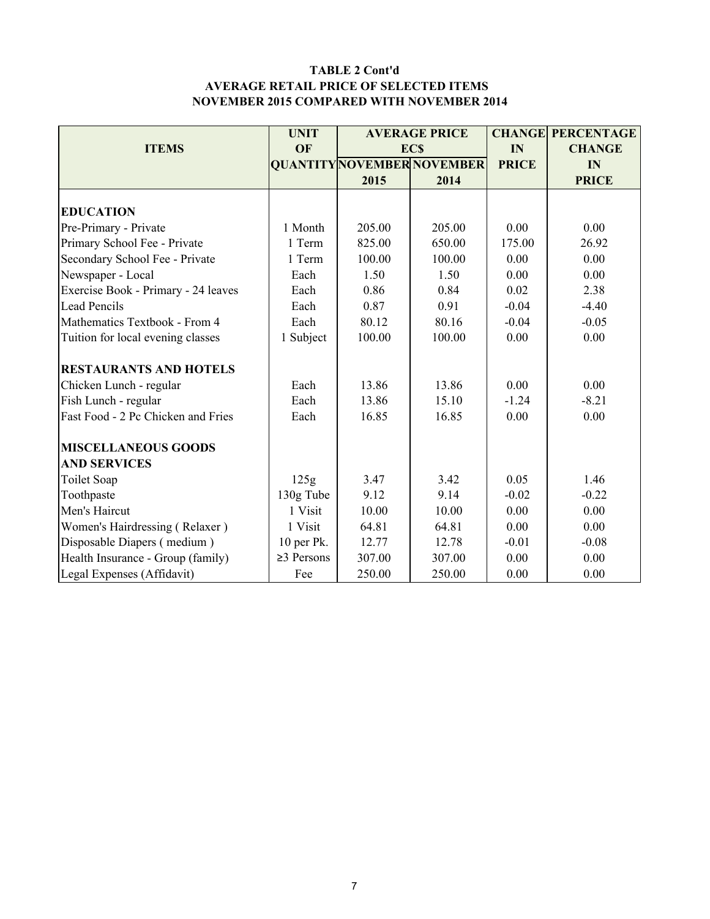**TABLE 2 Cont'd**
**AVERAGE RETAIL PRICE OF SELECTED ITEMS**
**NOVEMBER 2015 COMPARED WITH NOVEMBER 2014**

| ITEMS | UNIT OF QUANTITY | AVERAGE PRICE EC$ NOVEMBER 2015 | AVERAGE PRICE EC$ NOVEMBER 2014 | CHANGE IN PRICE | PERCENTAGE CHANGE IN PRICE |
|---|---|---|---|---|---|
| **EDUCATION** | | | | | |
| Pre-Primary - Private | 1 Month | 205.00 | 205.00 | 0.00 | 0.00 |
| Primary School Fee - Private | 1 Term | 825.00 | 650.00 | 175.00 | 26.92 |
| Secondary School Fee - Private | 1 Term | 100.00 | 100.00 | 0.00 | 0.00 |
| Newspaper - Local | Each | 1.50 | 1.50 | 0.00 | 0.00 |
| Exercise Book - Primary - 24 leaves | Each | 0.86 | 0.84 | 0.02 | 2.38 |
| Lead Pencils | Each | 0.87 | 0.91 | -0.04 | -4.40 |
| Mathematics Textbook - From 4 | Each | 80.12 | 80.16 | -0.04 | -0.05 |
| Tuition for local evening classes | 1 Subject | 100.00 | 100.00 | 0.00 | 0.00 |
| **RESTAURANTS AND HOTELS** | | | | | |
| Chicken Lunch - regular | Each | 13.86 | 13.86 | 0.00 | 0.00 |
| Fish Lunch - regular | Each | 13.86 | 15.10 | -1.24 | -8.21 |
| Fast Food - 2 Pc Chicken and Fries | Each | 16.85 | 16.85 | 0.00 | 0.00 |
| **MISCELLANEOUS GOODS AND SERVICES** | | | | | |
| Toilet Soap | 125g | 3.47 | 3.42 | 0.05 | 1.46 |
| Toothpaste | 130g Tube | 9.12 | 9.14 | -0.02 | -0.22 |
| Men's Haircut | 1 Visit | 10.00 | 10.00 | 0.00 | 0.00 |
| Women's Hairdressing ( Relaxer ) | 1 Visit | 64.81 | 64.81 | 0.00 | 0.00 |
| Disposable Diapers ( medium ) | 10 per Pk. | 12.77 | 12.78 | -0.01 | -0.08 |
| Health Insurance - Group (family) | ≥3 Persons | 307.00 | 307.00 | 0.00 | 0.00 |
| Legal Expenses (Affidavit) | Fee | 250.00 | 250.00 | 0.00 | 0.00 |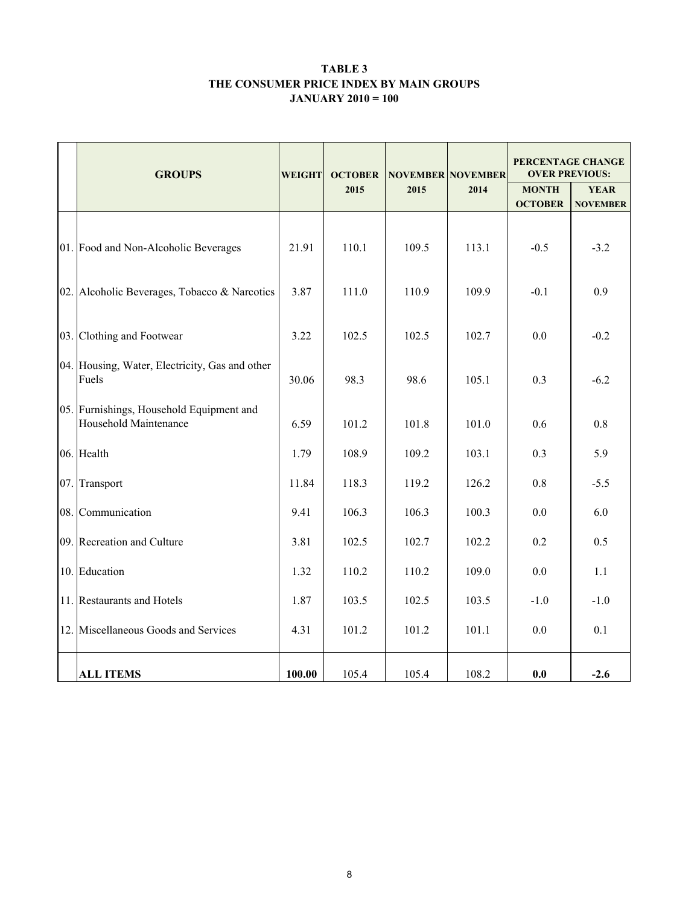**TABLE 3**
**THE CONSUMER PRICE INDEX BY MAIN GROUPS**
**JANUARY 2010 = 100**

| | GROUPS | WEIGHT | OCTOBER 2015 | NOVEMBER 2015 | NOVEMBER 2014 | PERCENTAGE CHANGE OVER PREVIOUS: MONTH OCTOBER | YEAR NOVEMBER |
|---|---|---|---|---|---|---|---|
| 01. | Food and Non-Alcoholic Beverages | 21.91 | 110.1 | 109.5 | 113.1 | -0.5 | -3.2 |
| 02. | Alcoholic Beverages, Tobacco & Narcotics | 3.87 | 111.0 | 110.9 | 109.9 | -0.1 | 0.9 |
| 03. | Clothing and Footwear | 3.22 | 102.5 | 102.5 | 102.7 | 0.0 | -0.2 |
| 04. | Housing, Water, Electricity, Gas and other Fuels | 30.06 | 98.3 | 98.6 | 105.1 | 0.3 | -6.2 |
| 05. | Furnishings, Household Equipment and Household Maintenance | 6.59 | 101.2 | 101.8 | 101.0 | 0.6 | 0.8 |
| 06. | Health | 1.79 | 108.9 | 109.2 | 103.1 | 0.3 | 5.9 |
| 07. | Transport | 11.84 | 118.3 | 119.2 | 126.2 | 0.8 | -5.5 |
| 08. | Communication | 9.41 | 106.3 | 106.3 | 100.3 | 0.0 | 6.0 |
| 09. | Recreation and Culture | 3.81 | 102.5 | 102.7 | 102.2 | 0.2 | 0.5 |
| 10. | Education | 1.32 | 110.2 | 110.2 | 109.0 | 0.0 | 1.1 |
| 11. | Restaurants and Hotels | 1.87 | 103.5 | 102.5 | 103.5 | -1.0 | -1.0 |
| 12. | Miscellaneous Goods and Services | 4.31 | 101.2 | 101.2 | 101.1 | 0.0 | 0.1 |
| | **ALL ITEMS** | **100.00** | 105.4 | 105.4 | 108.2 | **0.0** | **-2.6** |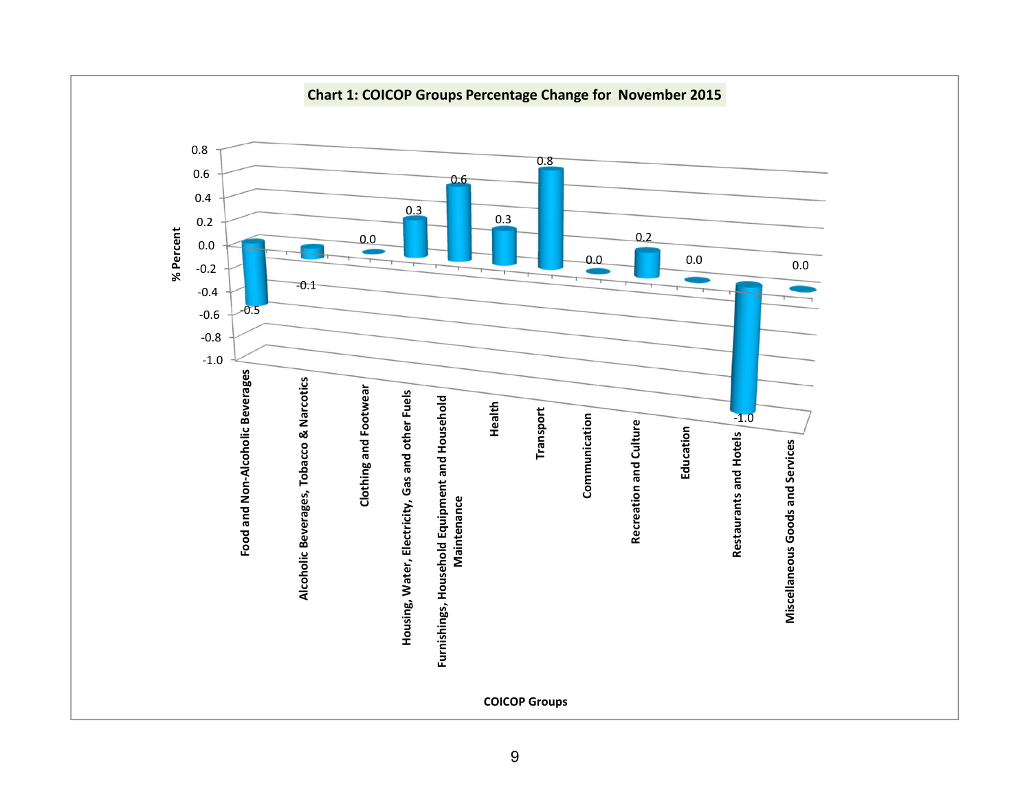**Chart 1: COICOP Groups Percentage Change for November 2015**

| COICOP Groups | % Percent |
|---|---|
| Food and Non-Alcoholic Beverages | -0.5 |
| Alcoholic Beverages, Tobacco & Narcotics | -0.1 |
| Clothing and Footwear | 0.0 |
| Housing, Water, Electricity, Gas and other Fuels | 0.3 |
| Furnishings, Household Equipment and Household Maintenance | 0.6 |
| Health | 0.3 |
| Transport | 0.8 |
| Communication | 0.0 |
| Recreation and Culture | 0.2 |
| Education | 0.0 |
| Restaurants and Hotels | -1.0 |
| Miscellaneous Goods and Services | 0.0 |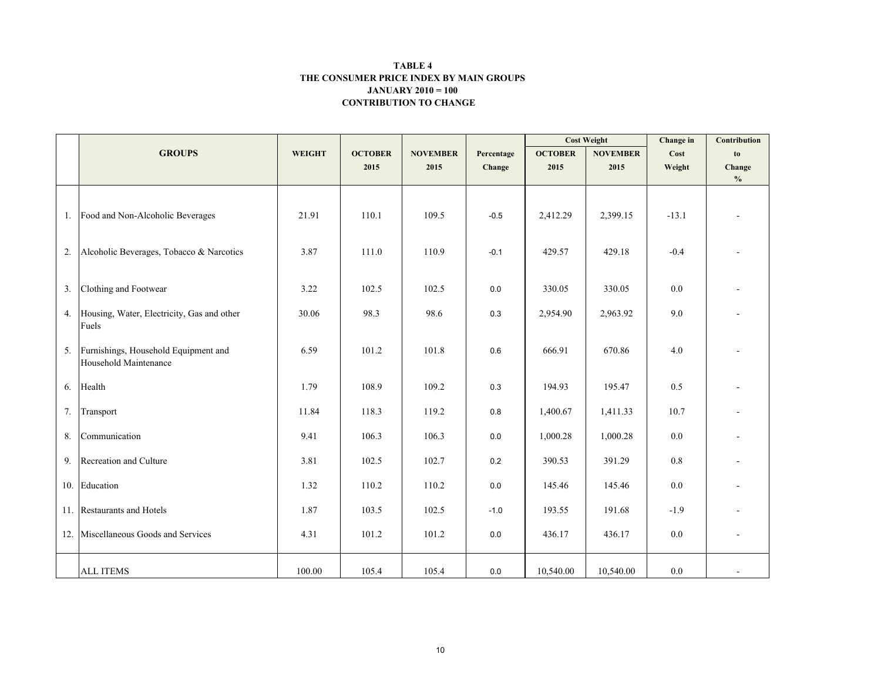**TABLE 4**
**THE CONSUMER PRICE INDEX BY MAIN GROUPS**
**JANUARY 2010 = 100**
**CONTRIBUTION TO CHANGE**

| | GROUPS | WEIGHT | OCTOBER 2015 | NOVEMBER 2015 | Percentage Change | Cost Weight | | Change in Cost Weight | Contribution to Change % |
|---|---|---|---|---|---|---|---|---|---|
| | | | | | | OCTOBER 2015 | NOVEMBER 2015 | | |
| 1. | Food and Non-Alcoholic Beverages | 21.91 | 110.1 | 109.5 | -0.5 | 2,412.29 | 2,399.15 | -13.1 | - |
| 2. | Alcoholic Beverages, Tobacco & Narcotics | 3.87 | 111.0 | 110.9 | -0.1 | 429.57 | 429.18 | -0.4 | - |
| 3. | Clothing and Footwear | 3.22 | 102.5 | 102.5 | 0.0 | 330.05 | 330.05 | 0.0 | - |
| 4. | Housing, Water, Electricity, Gas and other Fuels | 30.06 | 98.3 | 98.6 | 0.3 | 2,954.90 | 2,963.92 | 9.0 | - |
| 5. | Furnishings, Household Equipment and Household Maintenance | 6.59 | 101.2 | 101.8 | 0.6 | 666.91 | 670.86 | 4.0 | - |
| 6. | Health | 1.79 | 108.9 | 109.2 | 0.3 | 194.93 | 195.47 | 0.5 | - |
| 7. | Transport | 11.84 | 118.3 | 119.2 | 0.8 | 1,400.67 | 1,411.33 | 10.7 | - |
| 8. | Communication | 9.41 | 106.3 | 106.3 | 0.0 | 1,000.28 | 1,000.28 | 0.0 | - |
| 9. | Recreation and Culture | 3.81 | 102.5 | 102.7 | 0.2 | 390.53 | 391.29 | 0.8 | - |
| 10. | Education | 1.32 | 110.2 | 110.2 | 0.0 | 145.46 | 145.46 | 0.0 | - |
| 11. | Restaurants and Hotels | 1.87 | 103.5 | 102.5 | -1.0 | 193.55 | 191.68 | -1.9 | - |
| 12. | Miscellaneous Goods and Services | 4.31 | 101.2 | 101.2 | 0.0 | 436.17 | 436.17 | 0.0 | - |
| | ALL ITEMS | 100.00 | 105.4 | 105.4 | 0.0 | 10,540.00 | 10,540.00 | 0.0 | - |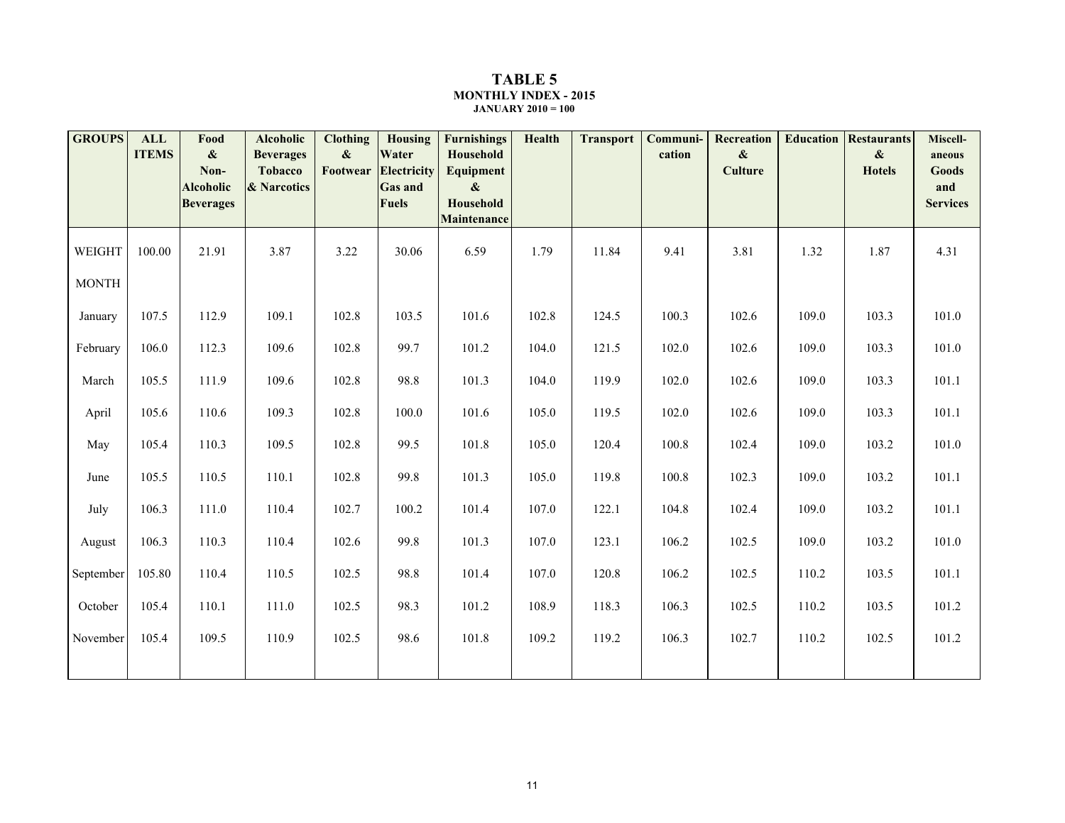# TABLE 5

**MONTHLY INDEX - 2015**

**JANUARY 2010 = 100**

| GROUPS | ALL ITEMS | Food & Non-Alcoholic Beverages | Alcoholic Beverages Tobacco & Narcotics | Clothing & Footwear | Housing Water Electricity Gas and Fuels | Furnishings Household Equipment & Household Maintenance | Health | Transport | Communi-cation | Recreation & Culture | Education | Restaurants & Hotels | Miscell-aneous Goods and Services |
|---|---|---|---|---|---|---|---|---|---|---|---|---|---|
| WEIGHT | 100.00 | 21.91 | 3.87 | 3.22 | 30.06 | 6.59 | 1.79 | 11.84 | 9.41 | 3.81 | 1.32 | 1.87 | 4.31 |
| MONTH | | | | | | | | | | | | | |
| January | 107.5 | 112.9 | 109.1 | 102.8 | 103.5 | 101.6 | 102.8 | 124.5 | 100.3 | 102.6 | 109.0 | 103.3 | 101.0 |
| February | 106.0 | 112.3 | 109.6 | 102.8 | 99.7 | 101.2 | 104.0 | 121.5 | 102.0 | 102.6 | 109.0 | 103.3 | 101.0 |
| March | 105.5 | 111.9 | 109.6 | 102.8 | 98.8 | 101.3 | 104.0 | 119.9 | 102.0 | 102.6 | 109.0 | 103.3 | 101.1 |
| April | 105.6 | 110.6 | 109.3 | 102.8 | 100.0 | 101.6 | 105.0 | 119.5 | 102.0 | 102.6 | 109.0 | 103.3 | 101.1 |
| May | 105.4 | 110.3 | 109.5 | 102.8 | 99.5 | 101.8 | 105.0 | 120.4 | 100.8 | 102.4 | 109.0 | 103.2 | 101.0 |
| June | 105.5 | 110.5 | 110.1 | 102.8 | 99.8 | 101.3 | 105.0 | 119.8 | 100.8 | 102.3 | 109.0 | 103.2 | 101.1 |
| July | 106.3 | 111.0 | 110.4 | 102.7 | 100.2 | 101.4 | 107.0 | 122.1 | 104.8 | 102.4 | 109.0 | 103.2 | 101.1 |
| August | 106.3 | 110.3 | 110.4 | 102.6 | 99.8 | 101.3 | 107.0 | 123.1 | 106.2 | 102.5 | 109.0 | 103.2 | 101.0 |
| September | 105.80 | 110.4 | 110.5 | 102.5 | 98.8 | 101.4 | 107.0 | 120.8 | 106.2 | 102.5 | 110.2 | 103.5 | 101.1 |
| October | 105.4 | 110.1 | 111.0 | 102.5 | 98.3 | 101.2 | 108.9 | 118.3 | 106.3 | 102.5 | 110.2 | 103.5 | 101.2 |
| November | 105.4 | 109.5 | 110.9 | 102.5 | 98.6 | 101.8 | 109.2 | 119.2 | 106.3 | 102.7 | 110.2 | 102.5 | 101.2 |